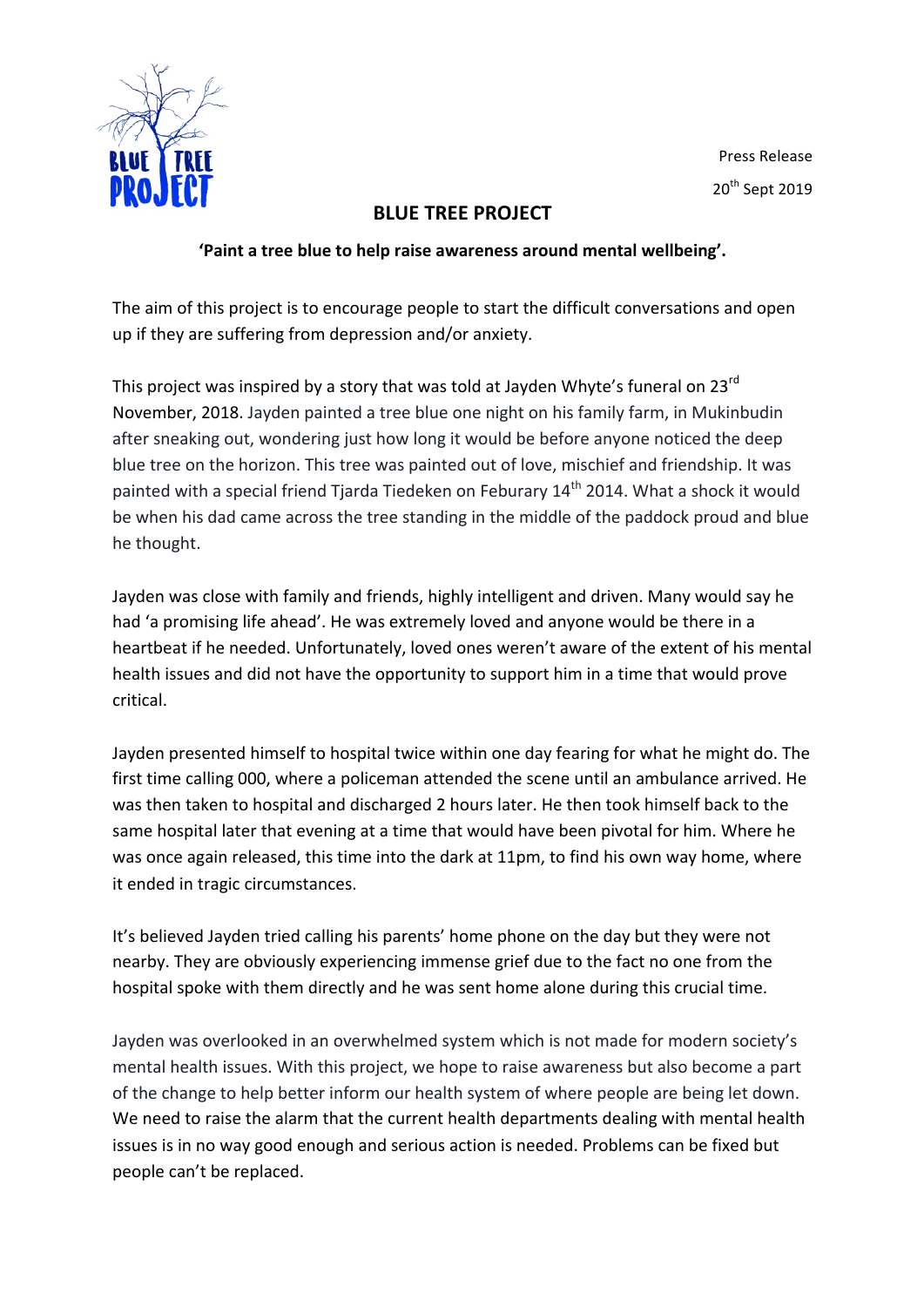Press Release

20th Sept 2019

# BLUE TREE PROJECT

**'Paint a tree blue to help raise awareness around mental wellbeing'.**

The aim of this project is to encourage people to start the difficult conversations and open up if they are suffering from depression and/or anxiety.

This project was inspired by a story that was told at Jayden Whyte's funeral on 23rd November, 2018. Jayden painted a tree blue one night on his family farm, in Mukinbudin after sneaking out, wondering just how long it would be before anyone noticed the deep blue tree on the horizon. This tree was painted out of love, mischief and friendship. It was painted with a special friend Tjarda Tiedeken on Feburary 14th 2014. What a shock it would be when his dad came across the tree standing in the middle of the paddock proud and blue he thought.

Jayden was close with family and friends, highly intelligent and driven. Many would say he had 'a promising life ahead'. He was extremely loved and anyone would be there in a heartbeat if he needed. Unfortunately, loved ones weren't aware of the extent of his mental health issues and did not have the opportunity to support him in a time that would prove critical.

Jayden presented himself to hospital twice within one day fearing for what he might do. The first time calling 000, where a policeman attended the scene until an ambulance arrived. He was then taken to hospital and discharged 2 hours later. He then took himself back to the same hospital later that evening at a time that would have been pivotal for him. Where he was once again released, this time into the dark at 11pm, to find his own way home, where it ended in tragic circumstances.

It's believed Jayden tried calling his parents' home phone on the day but they were not nearby. They are obviously experiencing immense grief due to the fact no one from the hospital spoke with them directly and he was sent home alone during this crucial time.

Jayden was overlooked in an overwhelmed system which is not made for modern society's mental health issues. With this project, we hope to raise awareness but also become a part of the change to help better inform our health system of where people are being let down. We need to raise the alarm that the current health departments dealing with mental health issues is in no way good enough and serious action is needed. Problems can be fixed but people can't be replaced.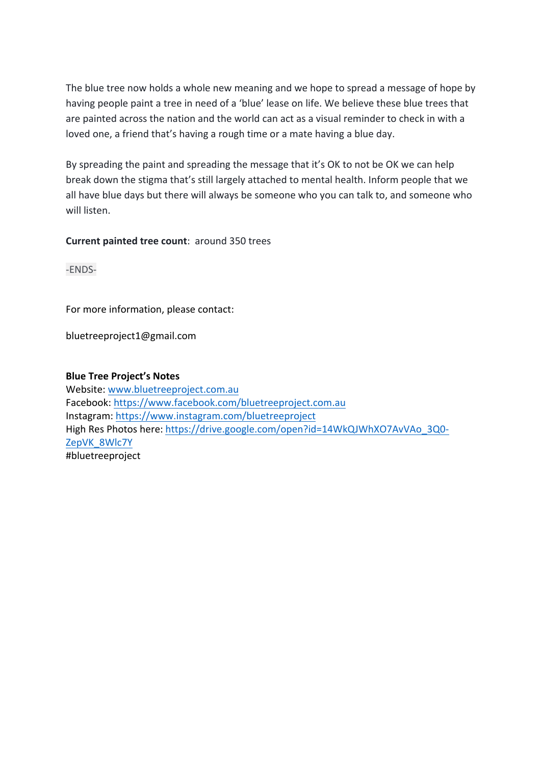The blue tree now holds a whole new meaning and we hope to spread a message of hope by having people paint a tree in need of a 'blue' lease on life. We believe these blue trees that are painted across the nation and the world can act as a visual reminder to check in with a loved one, a friend that's having a rough time or a mate having a blue day.

By spreading the paint and spreading the message that it's OK to not be OK we can help break down the stigma that's still largely attached to mental health. Inform people that we all have blue days but there will always be someone who you can talk to, and someone who will listen.

**Current painted tree count**: around 350 trees

-ENDS-

For more information, please contact:

bluetreeproject1@gmail.com

**Blue Tree Project's Notes**

Website: www.bluetreeproject.com.au
Facebook: https://www.facebook.com/bluetreeproject.com.au
Instagram: https://www.instagram.com/bluetreeproject
High Res Photos here: https://drive.google.com/open?id=14WkQJWhXO7AvVAo_3Q0-ZepVK_8Wlc7Y
#bluetreeproject